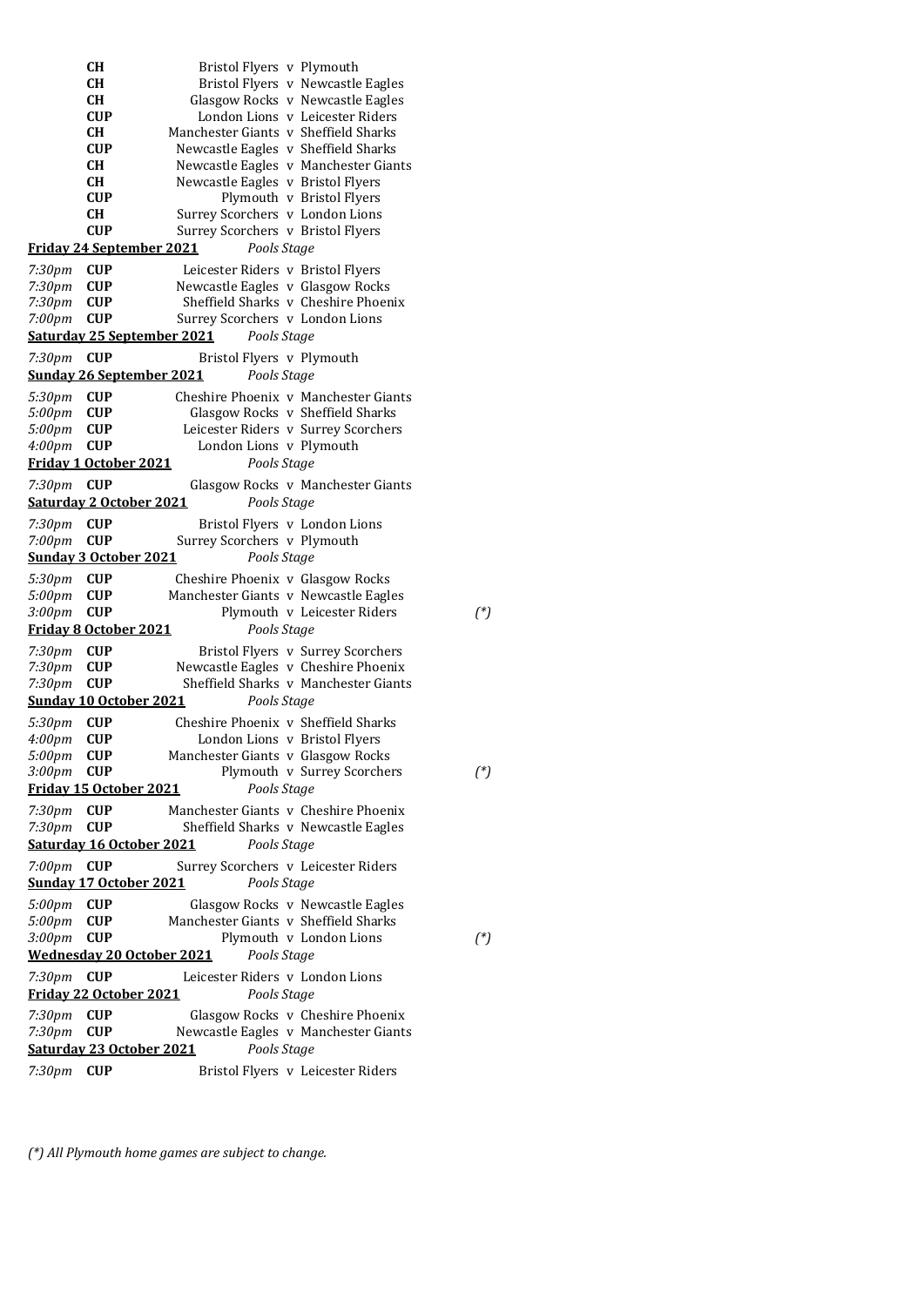| | | | | | |
|---|---|---|---|---|---|
| | **CH** | Bristol Flyers | v | Plymouth | |
| | **CH** | Bristol Flyers | v | Newcastle Eagles | |
| | **CH** | Glasgow Rocks | v | Newcastle Eagles | |
| | **CUP** | London Lions | v | Leicester Riders | |
| | **CH** | Manchester Giants | v | Sheffield Sharks | |
| | **CUP** | Newcastle Eagles | v | Sheffield Sharks | |
| | **CH** | Newcastle Eagles | v | Manchester Giants | |
| | **CH** | Newcastle Eagles | v | Bristol Flyers | |
| | **CUP** | Plymouth | v | Bristol Flyers | |
| | **CH** | Surrey Scorchers | v | London Lions | |
| | **CUP** | Surrey Scorchers | v | Bristol Flyers | |

**Friday 24 September 2021** *Pools Stage*

| | | | | | |
|---|---|---|---|---|---|
| *7:30pm* | **CUP** | Leicester Riders | v | Bristol Flyers | |
| *7:30pm* | **CUP** | Newcastle Eagles | v | Glasgow Rocks | |
| *7:30pm* | **CUP** | Sheffield Sharks | v | Cheshire Phoenix | |
| *7:00pm* | **CUP** | Surrey Scorchers | v | London Lions | |

**Saturday 25 September 2021** *Pools Stage*

| | | | | | |
|---|---|---|---|---|---|
| *7:30pm* | **CUP** | Bristol Flyers | v | Plymouth | |

**Sunday 26 September 2021** *Pools Stage*

| | | | | | |
|---|---|---|---|---|---|
| *5:30pm* | **CUP** | Cheshire Phoenix | v | Manchester Giants | |
| *5:00pm* | **CUP** | Glasgow Rocks | v | Sheffield Sharks | |
| *5:00pm* | **CUP** | Leicester Riders | v | Surrey Scorchers | |
| *4:00pm* | **CUP** | London Lions | v | Plymouth | |

**Friday 1 October 2021** *Pools Stage*

| | | | | | |
|---|---|---|---|---|---|
| *7:30pm* | **CUP** | Glasgow Rocks | v | Manchester Giants | |

**Saturday 2 October 2021** *Pools Stage*

| | | | | | |
|---|---|---|---|---|---|
| *7:30pm* | **CUP** | Bristol Flyers | v | London Lions | |
| *7:00pm* | **CUP** | Surrey Scorchers | v | Plymouth | |

**Sunday 3 October 2021** *Pools Stage*

| | | | | | |
|---|---|---|---|---|---|
| *5:30pm* | **CUP** | Cheshire Phoenix | v | Glasgow Rocks | |
| *5:00pm* | **CUP** | Manchester Giants | v | Newcastle Eagles | |
| *3:00pm* | **CUP** | Plymouth | v | Leicester Riders | *(\*)* |

**Friday 8 October 2021** *Pools Stage*

| | | | | | |
|---|---|---|---|---|---|
| *7:30pm* | **CUP** | Bristol Flyers | v | Surrey Scorchers | |
| *7:30pm* | **CUP** | Newcastle Eagles | v | Cheshire Phoenix | |
| *7:30pm* | **CUP** | Sheffield Sharks | v | Manchester Giants | |

**Sunday 10 October 2021** *Pools Stage*

| | | | | | |
|---|---|---|---|---|---|
| *5:30pm* | **CUP** | Cheshire Phoenix | v | Sheffield Sharks | |
| *4:00pm* | **CUP** | London Lions | v | Bristol Flyers | |
| *5:00pm* | **CUP** | Manchester Giants | v | Glasgow Rocks | |
| *3:00pm* | **CUP** | Plymouth | v | Surrey Scorchers | *(\*)* |

**Friday 15 October 2021** *Pools Stage*

| | | | | | |
|---|---|---|---|---|---|
| *7:30pm* | **CUP** | Manchester Giants | v | Cheshire Phoenix | |
| *7:30pm* | **CUP** | Sheffield Sharks | v | Newcastle Eagles | |

**Saturday 16 October 2021** *Pools Stage*

| | | | | | |
|---|---|---|---|---|---|
| *7:00pm* | **CUP** | Surrey Scorchers | v | Leicester Riders | |

**Sunday 17 October 2021** *Pools Stage*

| | | | | | |
|---|---|---|---|---|---|
| *5:00pm* | **CUP** | Glasgow Rocks | v | Newcastle Eagles | |
| *5:00pm* | **CUP** | Manchester Giants | v | Sheffield Sharks | |
| *3:00pm* | **CUP** | Plymouth | v | London Lions | *(\*)* |

**Wednesday 20 October 2021** *Pools Stage*

| | | | | | |
|---|---|---|---|---|---|
| *7:30pm* | **CUP** | Leicester Riders | v | London Lions | |

**Friday 22 October 2021** *Pools Stage*

| | | | | | |
|---|---|---|---|---|---|
| *7:30pm* | **CUP** | Glasgow Rocks | v | Cheshire Phoenix | |
| *7:30pm* | **CUP** | Newcastle Eagles | v | Manchester Giants | |

**Saturday 23 October 2021** *Pools Stage*

| | | | | | |
|---|---|---|---|---|---|
| *7:30pm* | **CUP** | Bristol Flyers | v | Leicester Riders | |

*(\*) All Plymouth home games are subject to change.*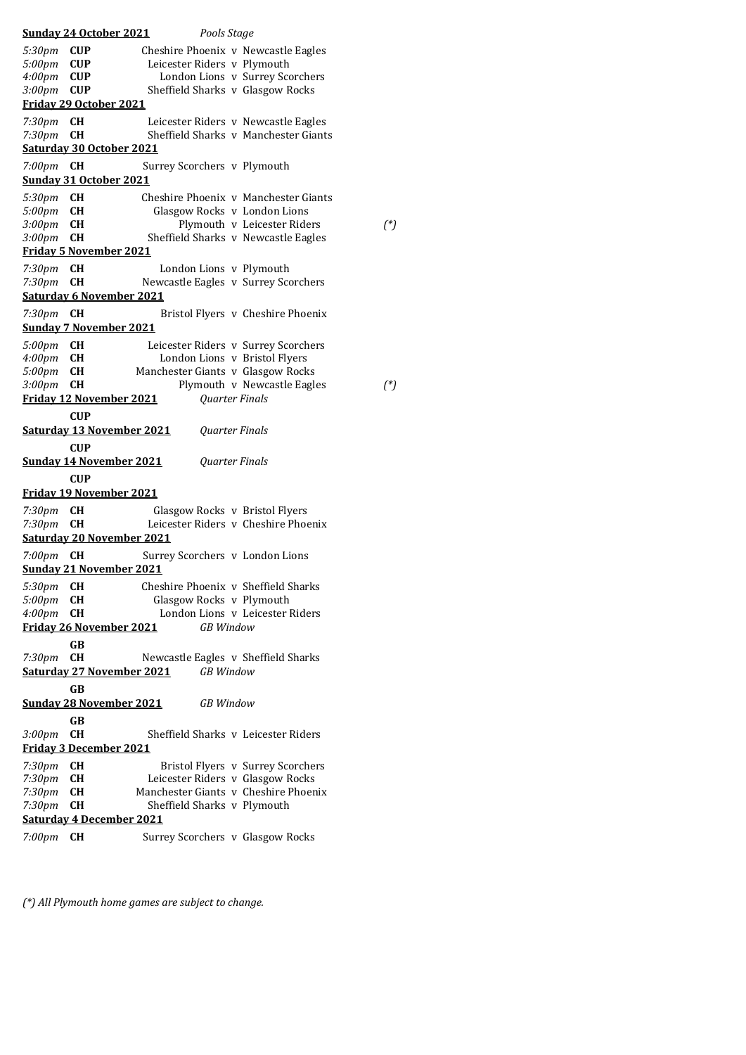**Sunday 24 October 2021** *Pools Stage*

| | | | | | |
|---|---|---|---|---|---|
| *5:30pm* | **CUP** | Cheshire Phoenix | v | Newcastle Eagles | |
| *5:00pm* | **CUP** | Leicester Riders | v | Plymouth | |
| *4:00pm* | **CUP** | London Lions | v | Surrey Scorchers | |
| *3:00pm* | **CUP** | Sheffield Sharks | v | Glasgow Rocks | |

**Friday 29 October 2021**

| | | | | | |
|---|---|---|---|---|---|
| *7:30pm* | **CH** | Leicester Riders | v | Newcastle Eagles | |
| *7:30pm* | **CH** | Sheffield Sharks | v | Manchester Giants | |

**Saturday 30 October 2021**

| | | | | | |
|---|---|---|---|---|---|
| *7:00pm* | **CH** | Surrey Scorchers | v | Plymouth | |

**Sunday 31 October 2021**

| | | | | | |
|---|---|---|---|---|---|
| *5:30pm* | **CH** | Cheshire Phoenix | v | Manchester Giants | |
| *5:00pm* | **CH** | Glasgow Rocks | v | London Lions | |
| *3:00pm* | **CH** | Plymouth | v | Leicester Riders | *(\*)* |
| *3:00pm* | **CH** | Sheffield Sharks | v | Newcastle Eagles | |

**Friday 5 November 2021**

| | | | | | |
|---|---|---|---|---|---|
| *7:30pm* | **CH** | London Lions | v | Plymouth | |
| *7:30pm* | **CH** | Newcastle Eagles | v | Surrey Scorchers | |

**Saturday 6 November 2021**

| | | | | | |
|---|---|---|---|---|---|
| *7:30pm* | **CH** | Bristol Flyers | v | Cheshire Phoenix | |

**Sunday 7 November 2021**

| | | | | | |
|---|---|---|---|---|---|
| *5:00pm* | **CH** | Leicester Riders | v | Surrey Scorchers | |
| *4:00pm* | **CH** | London Lions | v | Bristol Flyers | |
| *5:00pm* | **CH** | Manchester Giants | v | Glasgow Rocks | |
| *3:00pm* | **CH** | Plymouth | v | Newcastle Eagles | *(\*)* |

**Friday 12 November 2021** *Quarter Finals*

**CUP**

**Saturday 13 November 2021** *Quarter Finals*

**CUP**

**Sunday 14 November 2021** *Quarter Finals*

**CUP**

**Friday 19 November 2021**

| | | | | | |
|---|---|---|---|---|---|
| *7:30pm* | **CH** | Glasgow Rocks | v | Bristol Flyers | |
| *7:30pm* | **CH** | Leicester Riders | v | Cheshire Phoenix | |

**Saturday 20 November 2021**

| | | | | | |
|---|---|---|---|---|---|
| *7:00pm* | **CH** | Surrey Scorchers | v | London Lions | |

**Sunday 21 November 2021**

| | | | | | |
|---|---|---|---|---|---|
| *5:30pm* | **CH** | Cheshire Phoenix | v | Sheffield Sharks | |
| *5:00pm* | **CH** | Glasgow Rocks | v | Plymouth | |
| *4:00pm* | **CH** | London Lions | v | Leicester Riders | |

**Friday 26 November 2021** *GB Window*

**GB**

| | | | | | |
|---|---|---|---|---|---|
| *7:30pm* | **CH** | Newcastle Eagles | v | Sheffield Sharks | |

**Saturday 27 November 2021** *GB Window*

**GB**

**Sunday 28 November 2021** *GB Window*

**GB**

| | | | | | |
|---|---|---|---|---|---|
| *3:00pm* | **CH** | Sheffield Sharks | v | Leicester Riders | |

**Friday 3 December 2021**

| | | | | | |
|---|---|---|---|---|---|
| *7:30pm* | **CH** | Bristol Flyers | v | Surrey Scorchers | |
| *7:30pm* | **CH** | Leicester Riders | v | Glasgow Rocks | |
| *7:30pm* | **CH** | Manchester Giants | v | Cheshire Phoenix | |
| *7:30pm* | **CH** | Sheffield Sharks | v | Plymouth | |

**Saturday 4 December 2021**

| | | | | | |
|---|---|---|---|---|---|
| *7:00pm* | **CH** | Surrey Scorchers | v | Glasgow Rocks | |

*(\*) All Plymouth home games are subject to change.*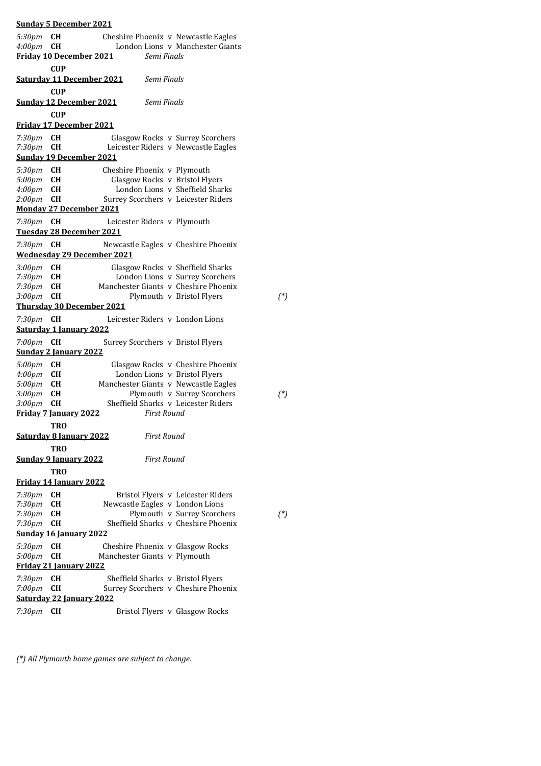**Sunday 5 December 2021**

*5:30pm* **CH** Cheshire Phoenix v Newcastle Eagles
*4:00pm* **CH** London Lions v Manchester Giants

**Friday 10 December 2021** *Semi Finals*

**CUP**

**Saturday 11 December 2021** *Semi Finals*

**CUP**

**Sunday 12 December 2021** *Semi Finals*

**CUP**

**Friday 17 December 2021**

*7:30pm* **CH** Glasgow Rocks v Surrey Scorchers
*7:30pm* **CH** Leicester Riders v Newcastle Eagles

**Sunday 19 December 2021**

*5:30pm* **CH** Cheshire Phoenix v Plymouth
*5:00pm* **CH** Glasgow Rocks v Bristol Flyers
*4:00pm* **CH** London Lions v Sheffield Sharks
*2:00pm* **CH** Surrey Scorchers v Leicester Riders

**Monday 27 December 2021**

*7:30pm* **CH** Leicester Riders v Plymouth

**Tuesday 28 December 2021**

*7:30pm* **CH** Newcastle Eagles v Cheshire Phoenix

**Wednesday 29 December 2021**

*3:00pm* **CH** Glasgow Rocks v Sheffield Sharks
*7:30pm* **CH** London Lions v Surrey Scorchers
*7:30pm* **CH** Manchester Giants v Cheshire Phoenix
*3:00pm* **CH** Plymouth v Bristol Flyers *(*)*

**Thursday 30 December 2021**

*7:30pm* **CH** Leicester Riders v London Lions

**Saturday 1 January 2022**

*7:00pm* **CH** Surrey Scorchers v Bristol Flyers

**Sunday 2 January 2022**

*5:00pm* **CH** Glasgow Rocks v Cheshire Phoenix
*4:00pm* **CH** London Lions v Bristol Flyers
*5:00pm* **CH** Manchester Giants v Newcastle Eagles
*3:00pm* **CH** Plymouth v Surrey Scorchers *(*)*
*3:00pm* **CH** Sheffield Sharks v Leicester Riders

**Friday 7 January 2022** *First Round*

**TRO**

**Saturday 8 January 2022** *First Round*

**TRO**

**Sunday 9 January 2022** *First Round*

**TRO**

**Friday 14 January 2022**

*7:30pm* **CH** Bristol Flyers v Leicester Riders
*7:30pm* **CH** Newcastle Eagles v London Lions
*7:30pm* **CH** Plymouth v Surrey Scorchers *(*)*
*7:30pm* **CH** Sheffield Sharks v Cheshire Phoenix

**Sunday 16 January 2022**

*5:30pm* **CH** Cheshire Phoenix v Glasgow Rocks
*5:00pm* **CH** Manchester Giants v Plymouth

**Friday 21 January 2022**

*7:30pm* **CH** Sheffield Sharks v Bristol Flyers
*7:00pm* **CH** Surrey Scorchers v Cheshire Phoenix

**Saturday 22 January 2022**

*7:30pm* **CH** Bristol Flyers v Glasgow Rocks

*(*) All Plymouth home games are subject to change.*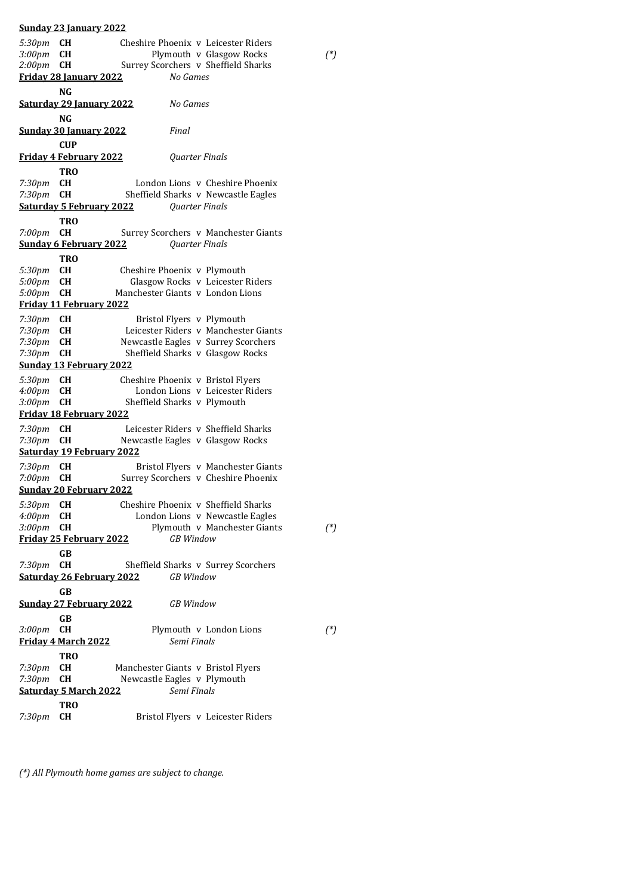**Sunday 23 January 2022**

| | | | |
|---|---|---|---|
| *5:30pm* | **CH** | Cheshire Phoenix v Leicester Riders | |
| *3:00pm* | **CH** | Plymouth v Glasgow Rocks | *(*)* |
| *2:00pm* | **CH** | Surrey Scorchers v Sheffield Sharks | |

**Friday 28 January 2022** *No Games*

**NG**

**Saturday 29 January 2022** *No Games*

**NG**

**Sunday 30 January 2022** *Final*

**CUP**

**Friday 4 February 2022** *Quarter Finals*

**TRO**

| | | |
|---|---|---|
| *7:30pm* | **CH** | London Lions v Cheshire Phoenix |
| *7:30pm* | **CH** | Sheffield Sharks v Newcastle Eagles |

**Saturday 5 February 2022** *Quarter Finals*

**TRO**

| | | |
|---|---|---|
| *7:00pm* | **CH** | Surrey Scorchers v Manchester Giants |

**Sunday 6 February 2022** *Quarter Finals*

**TRO**

| | | |
|---|---|---|
| *5:30pm* | **CH** | Cheshire Phoenix v Plymouth |
| *5:00pm* | **CH** | Glasgow Rocks v Leicester Riders |
| *5:00pm* | **CH** | Manchester Giants v London Lions |

**Friday 11 February 2022**

| | | |
|---|---|---|
| *7:30pm* | **CH** | Bristol Flyers v Plymouth |
| *7:30pm* | **CH** | Leicester Riders v Manchester Giants |
| *7:30pm* | **CH** | Newcastle Eagles v Surrey Scorchers |
| *7:30pm* | **CH** | Sheffield Sharks v Glasgow Rocks |

**Sunday 13 February 2022**

| | | |
|---|---|---|
| *5:30pm* | **CH** | Cheshire Phoenix v Bristol Flyers |
| *4:00pm* | **CH** | London Lions v Leicester Riders |
| *3:00pm* | **CH** | Sheffield Sharks v Plymouth |

**Friday 18 February 2022**

| | | |
|---|---|---|
| *7:30pm* | **CH** | Leicester Riders v Sheffield Sharks |
| *7:30pm* | **CH** | Newcastle Eagles v Glasgow Rocks |

**Saturday 19 February 2022**

| | | |
|---|---|---|
| *7:30pm* | **CH** | Bristol Flyers v Manchester Giants |
| *7:00pm* | **CH** | Surrey Scorchers v Cheshire Phoenix |

**Sunday 20 February 2022**

| | | | |
|---|---|---|---|
| *5:30pm* | **CH** | Cheshire Phoenix v Sheffield Sharks | |
| *4:00pm* | **CH** | London Lions v Newcastle Eagles | |
| *3:00pm* | **CH** | Plymouth v Manchester Giants | *(*)* |

**Friday 25 February 2022** *GB Window*

**GB**

| | | |
|---|---|---|
| *7:30pm* | **CH** | Sheffield Sharks v Surrey Scorchers |

**Saturday 26 February 2022** *GB Window*

**GB**

**Sunday 27 February 2022** *GB Window*

**GB**

| | | | |
|---|---|---|---|
| *3:00pm* | **CH** | Plymouth v London Lions | *(*)* |

**Friday 4 March 2022** *Semi Finals*

**TRO**

| | | |
|---|---|---|
| *7:30pm* | **CH** | Manchester Giants v Bristol Flyers |
| *7:30pm* | **CH** | Newcastle Eagles v Plymouth |

**Saturday 5 March 2022** *Semi Finals*

**TRO**

| | | |
|---|---|---|
| *7:30pm* | **CH** | Bristol Flyers v Leicester Riders |

*(*) All Plymouth home games are subject to change.*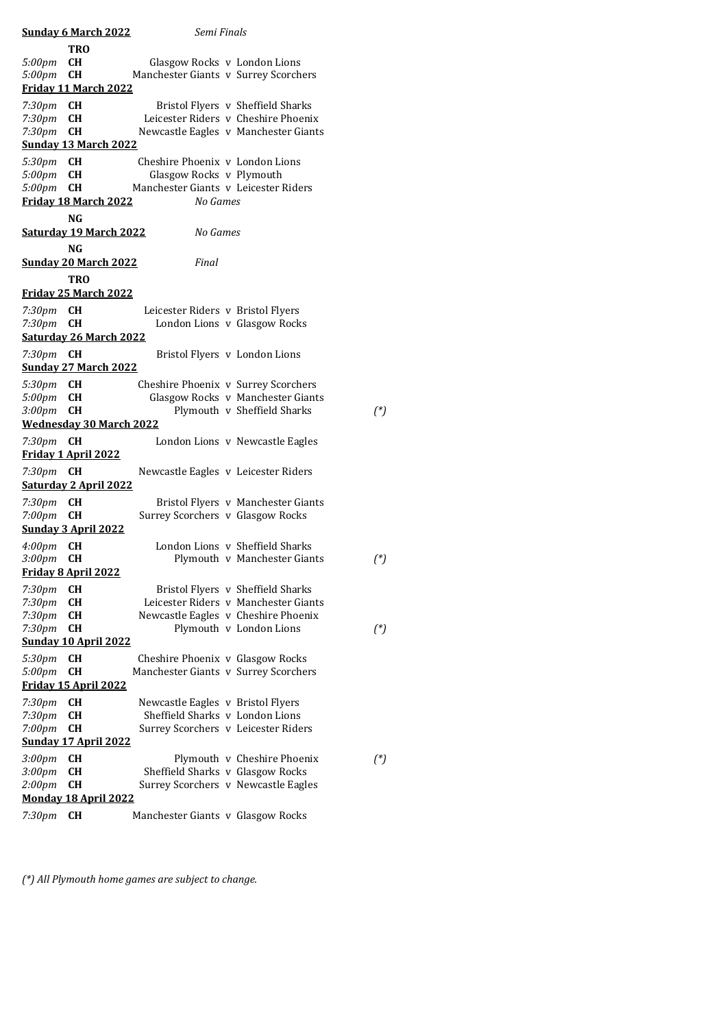**Sunday 6 March 2022** *Semi Finals*

| | | | | | |
|---|---|---|---|---|---|
| | **TRO** | | | | |
| *5:00pm* | **CH** | Glasgow Rocks | v | London Lions | |
| *5:00pm* | **CH** | Manchester Giants | v | Surrey Scorchers | |

**Friday 11 March 2022**

| | | | | | |
|---|---|---|---|---|---|
| *7:30pm* | **CH** | Bristol Flyers | v | Sheffield Sharks | |
| *7:30pm* | **CH** | Leicester Riders | v | Cheshire Phoenix | |
| *7:30pm* | **CH** | Newcastle Eagles | v | Manchester Giants | |

**Sunday 13 March 2022**

| | | | | | |
|---|---|---|---|---|---|
| *5:30pm* | **CH** | Cheshire Phoenix | v | London Lions | |
| *5:00pm* | **CH** | Glasgow Rocks | v | Plymouth | |
| *5:00pm* | **CH** | Manchester Giants | v | Leicester Riders | |

**Friday 18 March 2022** *No Games*

**NG**

**Saturday 19 March 2022** *No Games*

**NG**

**Sunday 20 March 2022** *Final*

**TRO**

**Friday 25 March 2022**

| | | | | | |
|---|---|---|---|---|---|
| *7:30pm* | **CH** | Leicester Riders | v | Bristol Flyers | |
| *7:30pm* | **CH** | London Lions | v | Glasgow Rocks | |

**Saturday 26 March 2022**

| | | | | | |
|---|---|---|---|---|---|
| *7:30pm* | **CH** | Bristol Flyers | v | London Lions | |

**Sunday 27 March 2022**

| | | | | | |
|---|---|---|---|---|---|
| *5:30pm* | **CH** | Cheshire Phoenix | v | Surrey Scorchers | |
| *5:00pm* | **CH** | Glasgow Rocks | v | Manchester Giants | |
| *3:00pm* | **CH** | Plymouth | v | Sheffield Sharks | *(*)* |

**Wednesday 30 March 2022**

| | | | | | |
|---|---|---|---|---|---|
| *7:30pm* | **CH** | London Lions | v | Newcastle Eagles | |

**Friday 1 April 2022**

| | | | | | |
|---|---|---|---|---|---|
| *7:30pm* | **CH** | Newcastle Eagles | v | Leicester Riders | |

**Saturday 2 April 2022**

| | | | | | |
|---|---|---|---|---|---|
| *7:30pm* | **CH** | Bristol Flyers | v | Manchester Giants | |
| *7:00pm* | **CH** | Surrey Scorchers | v | Glasgow Rocks | |

**Sunday 3 April 2022**

| | | | | | |
|---|---|---|---|---|---|
| *4:00pm* | **CH** | London Lions | v | Sheffield Sharks | |
| *3:00pm* | **CH** | Plymouth | v | Manchester Giants | *(*)* |

**Friday 8 April 2022**

| | | | | | |
|---|---|---|---|---|---|
| *7:30pm* | **CH** | Bristol Flyers | v | Sheffield Sharks | |
| *7:30pm* | **CH** | Leicester Riders | v | Manchester Giants | |
| *7:30pm* | **CH** | Newcastle Eagles | v | Cheshire Phoenix | |
| *7:30pm* | **CH** | Plymouth | v | London Lions | *(*)* |

**Sunday 10 April 2022**

| | | | | | |
|---|---|---|---|---|---|
| *5:30pm* | **CH** | Cheshire Phoenix | v | Glasgow Rocks | |
| *5:00pm* | **CH** | Manchester Giants | v | Surrey Scorchers | |

**Friday 15 April 2022**

| | | | | | |
|---|---|---|---|---|---|
| *7:30pm* | **CH** | Newcastle Eagles | v | Bristol Flyers | |
| *7:30pm* | **CH** | Sheffield Sharks | v | London Lions | |
| *7:00pm* | **CH** | Surrey Scorchers | v | Leicester Riders | |

**Sunday 17 April 2022**

| | | | | | |
|---|---|---|---|---|---|
| *3:00pm* | **CH** | Plymouth | v | Cheshire Phoenix | *(*)* |
| *3:00pm* | **CH** | Sheffield Sharks | v | Glasgow Rocks | |
| *2:00pm* | **CH** | Surrey Scorchers | v | Newcastle Eagles | |

**Monday 18 April 2022**

| | | | | | |
|---|---|---|---|---|---|
| *7:30pm* | **CH** | Manchester Giants | v | Glasgow Rocks | |

*(*) All Plymouth home games are subject to change.*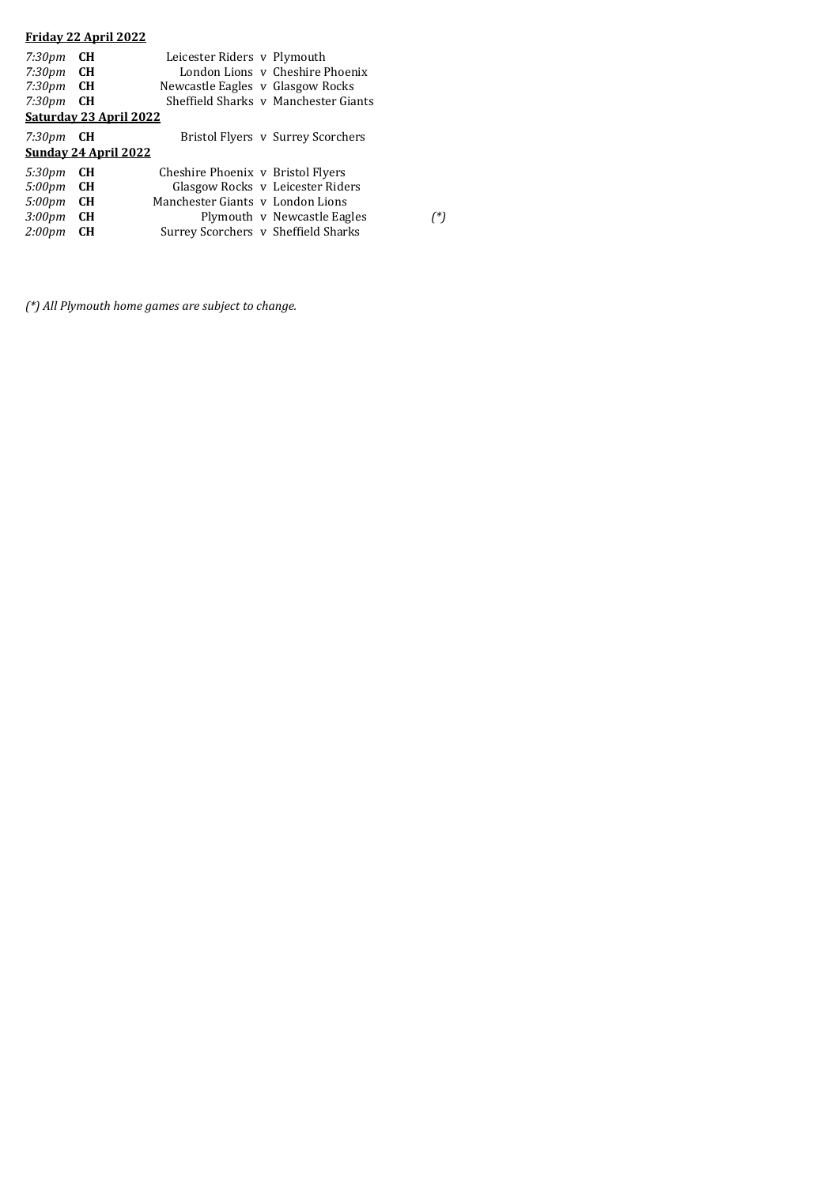**Friday 22 April 2022**

| | | | | | |
|---|---|---|---|---|---|
| *7:30pm* | **CH** | Leicester Riders | v | Plymouth | |
| *7:30pm* | **CH** | London Lions | v | Cheshire Phoenix | |
| *7:30pm* | **CH** | Newcastle Eagles | v | Glasgow Rocks | |
| *7:30pm* | **CH** | Sheffield Sharks | v | Manchester Giants | |

**Saturday 23 April 2022**

| | | | | | |
|---|---|---|---|---|---|
| *7:30pm* | **CH** | Bristol Flyers | v | Surrey Scorchers | |

**Sunday 24 April 2022**

| | | | | | |
|---|---|---|---|---|---|
| *5:30pm* | **CH** | Cheshire Phoenix | v | Bristol Flyers | |
| *5:00pm* | **CH** | Glasgow Rocks | v | Leicester Riders | |
| *5:00pm* | **CH** | Manchester Giants | v | London Lions | |
| *3:00pm* | **CH** | Plymouth | v | Newcastle Eagles | *(*)* |
| *2:00pm* | **CH** | Surrey Scorchers | v | Sheffield Sharks | |

*(*) All Plymouth home games are subject to change.*